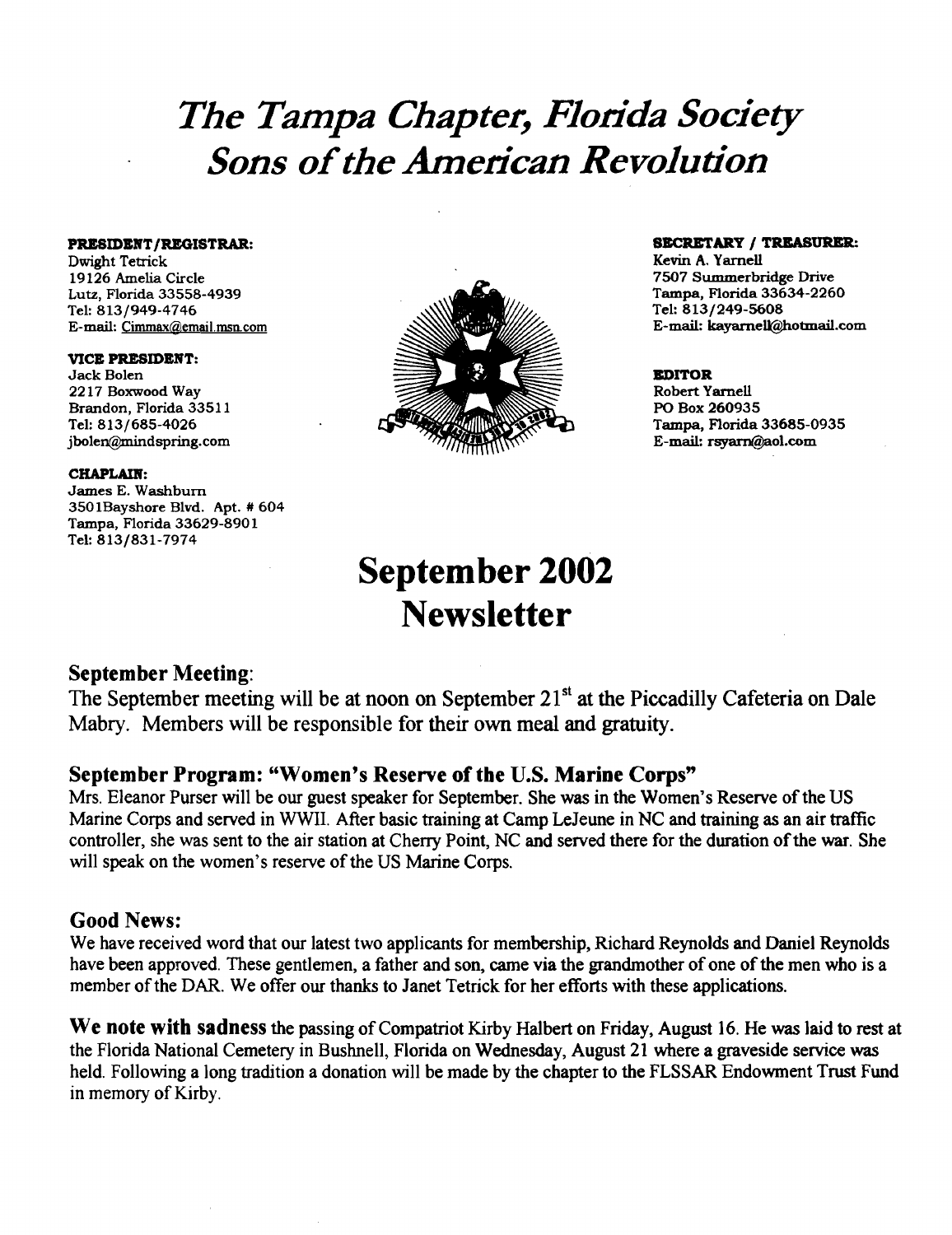# *The Tampa Chapter, Florida Society Sons of the American Revolution*

**PRESIDENT/REGISTRAR:**
Dwight Tetrick
19126 Amelia Circle
Lutz, Florida 33558-4939
Tel: 813/949-4746
E-mail: Cimmax@email.msn.com

**VICE PRESIDENT:**
Jack Bolen
2217 Boxwood Way
Brandon, Florida 33511
Tel: 813/685-4026
jbolen@mindspring.com

**CHAPLAIN:**
James E. Washburn
3501Bayshore Blvd. Apt. # 604
Tampa, Florida 33629-8901
Tel: 813/831-7974

**SECRETARY / TREASURER:**
Kevin A. Yarnell
7507 Summerbridge Drive
Tampa, Florida 33634-2260
Tel: 813/249-5608
E-mail: kayarnell@hotmail.com

**EDITOR**
Robert Yarnell
PO Box 260935
Tampa, Florida 33685-0935
E-mail: rsyarn@aol.com

# September 2002 Newsletter

## September Meeting:

The September meeting will be at noon on September 21st at the Piccadilly Cafeteria on Dale Mabry. Members will be responsible for their own meal and gratuity.

### September Program: "Women's Reserve of the U.S. Marine Corps"

Mrs. Eleanor Purser will be our guest speaker for September. She was in the Women's Reserve of the US Marine Corps and served in WWII. After basic training at Camp LeJeune in NC and training as an air traffic controller, she was sent to the air station at Cherry Point, NC and served there for the duration of the war. She will speak on the women's reserve of the US Marine Corps.

### Good News:

We have received word that our latest two applicants for membership, Richard Reynolds and Daniel Reynolds have been approved. These gentlemen, a father and son, came via the grandmother of one of the men who is a member of the DAR. We offer our thanks to Janet Tetrick for her efforts with these applications.

**We note with sadness** the passing of Compatriot Kirby Halbert on Friday, August 16. He was laid to rest at the Florida National Cemetery in Bushnell, Florida on Wednesday, August 21 where a graveside service was held. Following a long tradition a donation will be made by the chapter to the FLSSAR Endowment Trust Fund in memory of Kirby.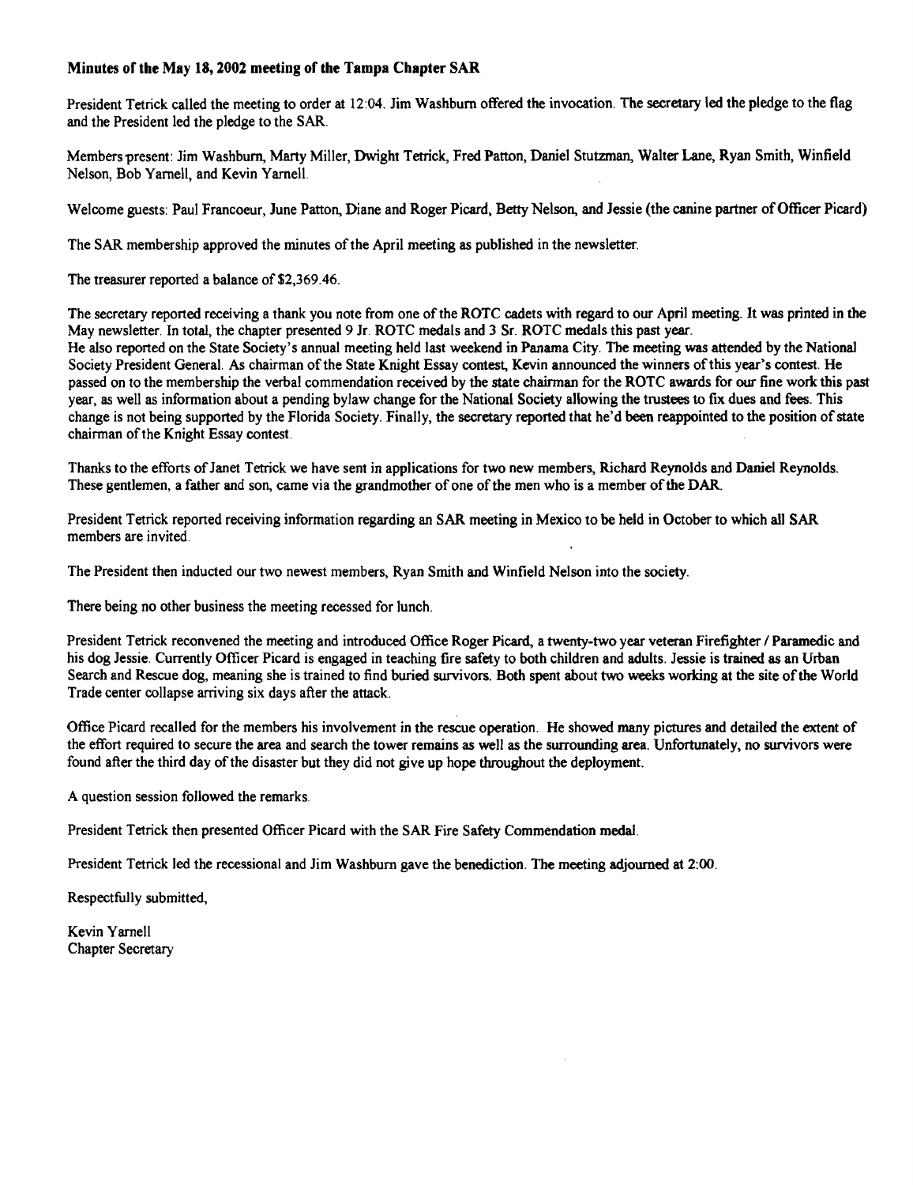**Minutes of the May 18, 2002 meeting of the Tampa Chapter SAR**

President Tetrick called the meeting to order at 12:04. Jim Washburn offered the invocation. The secretary led the pledge to the flag and the President led the pledge to the SAR.

Members present: Jim Washburn, Marty Miller, Dwight Tetrick, Fred Patton, Daniel Stutzman, Walter Lane, Ryan Smith, Winfield Nelson, Bob Yarnell, and Kevin Yarnell.

Welcome guests: Paul Francoeur, June Patton, Diane and Roger Picard, Betty Nelson, and Jessie (the canine partner of Officer Picard)

The SAR membership approved the minutes of the April meeting as published in the newsletter.

The treasurer reported a balance of $2,369.46.

The secretary reported receiving a thank you note from one of the ROTC cadets with regard to our April meeting. It was printed in the May newsletter. In total, the chapter presented 9 Jr. ROTC medals and 3 Sr. ROTC medals this past year.
He also reported on the State Society's annual meeting held last weekend in Panama City. The meeting was attended by the National Society President General. As chairman of the State Knight Essay contest, Kevin announced the winners of this year's contest. He passed on to the membership the verbal commendation received by the state chairman for the ROTC awards for our fine work this past year, as well as information about a pending bylaw change for the National Society allowing the trustees to fix dues and fees. This change is not being supported by the Florida Society. Finally, the secretary reported that he'd been reappointed to the position of state chairman of the Knight Essay contest.

Thanks to the efforts of Janet Tetrick we have sent in applications for two new members, Richard Reynolds and Daniel Reynolds. These gentlemen, a father and son, came via the grandmother of one of the men who is a member of the DAR.

President Tetrick reported receiving information regarding an SAR meeting in Mexico to be held in October to which all SAR members are invited.

The President then inducted our two newest members, Ryan Smith and Winfield Nelson into the society.

There being no other business the meeting recessed for lunch.

President Tetrick reconvened the meeting and introduced Office Roger Picard, a twenty-two year veteran Firefighter / Paramedic and his dog Jessie. Currently Officer Picard is engaged in teaching fire safety to both children and adults. Jessie is trained as an Urban Search and Rescue dog, meaning she is trained to find buried survivors. Both spent about two weeks working at the site of the World Trade center collapse arriving six days after the attack.

Office Picard recalled for the members his involvement in the rescue operation. He showed many pictures and detailed the extent of the effort required to secure the area and search the tower remains as well as the surrounding area. Unfortunately, no survivors were found after the third day of the disaster but they did not give up hope throughout the deployment.

A question session followed the remarks.

President Tetrick then presented Officer Picard with the SAR Fire Safety Commendation medal.

President Tetrick led the recessional and Jim Washburn gave the benediction. The meeting adjourned at 2:00.

Respectfully submitted,

Kevin Yarnell
Chapter Secretary